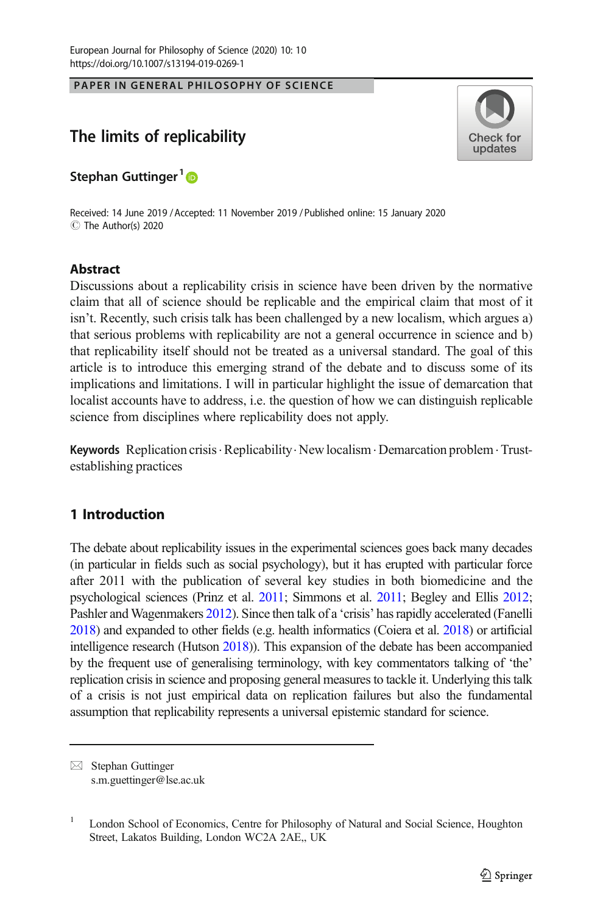PAPER IN GENERAL PHILOSOPHY OF SCIENCE

# The limits of replicability

**Stephan Guttinger**[1]

Received: 14 June 2019 / Accepted: 11 November 2019 / Published online: 15 January 2020
© The Author(s) 2020

## Abstract

Discussions about a replicability crisis in science have been driven by the normative claim that all of science should be replicable and the empirical claim that most of it isn't. Recently, such crisis talk has been challenged by a new localism, which argues a) that serious problems with replicability are not a general occurrence in science and b) that replicability itself should not be treated as a universal standard. The goal of this article is to introduce this emerging strand of the debate and to discuss some of its implications and limitations. I will in particular highlight the issue of demarcation that localist accounts have to address, i.e. the question of how we can distinguish replicable science from disciplines where replicability does not apply.

**Keywords** Replication crisis · Replicability · New localism · Demarcation problem · Trust-establishing practices

## 1 Introduction

The debate about replicability issues in the experimental sciences goes back many decades (in particular in fields such as social psychology), but it has erupted with particular force after 2011 with the publication of several key studies in both biomedicine and the psychological sciences (Prinz et al. 2011; Simmons et al. 2011; Begley and Ellis 2012; Pashler and Wagenmakers 2012). Since then talk of a 'crisis' has rapidly accelerated (Fanelli 2018) and expanded to other fields (e.g. health informatics (Coiera et al. 2018) or artificial intelligence research (Hutson 2018)). This expansion of the debate has been accompanied by the frequent use of generalising terminology, with key commentators talking of 'the' replication crisis in science and proposing general measures to tackle it. Underlying this talk of a crisis is not just empirical data on replication failures but also the fundamental assumption that replicability represents a universal epistemic standard for science.

---

✉ Stephan Guttinger
s.m.guettinger@lse.ac.uk

[1] London School of Economics, Centre for Philosophy of Natural and Social Science, Houghton Street, Lakatos Building, London WC2A 2AE,, UK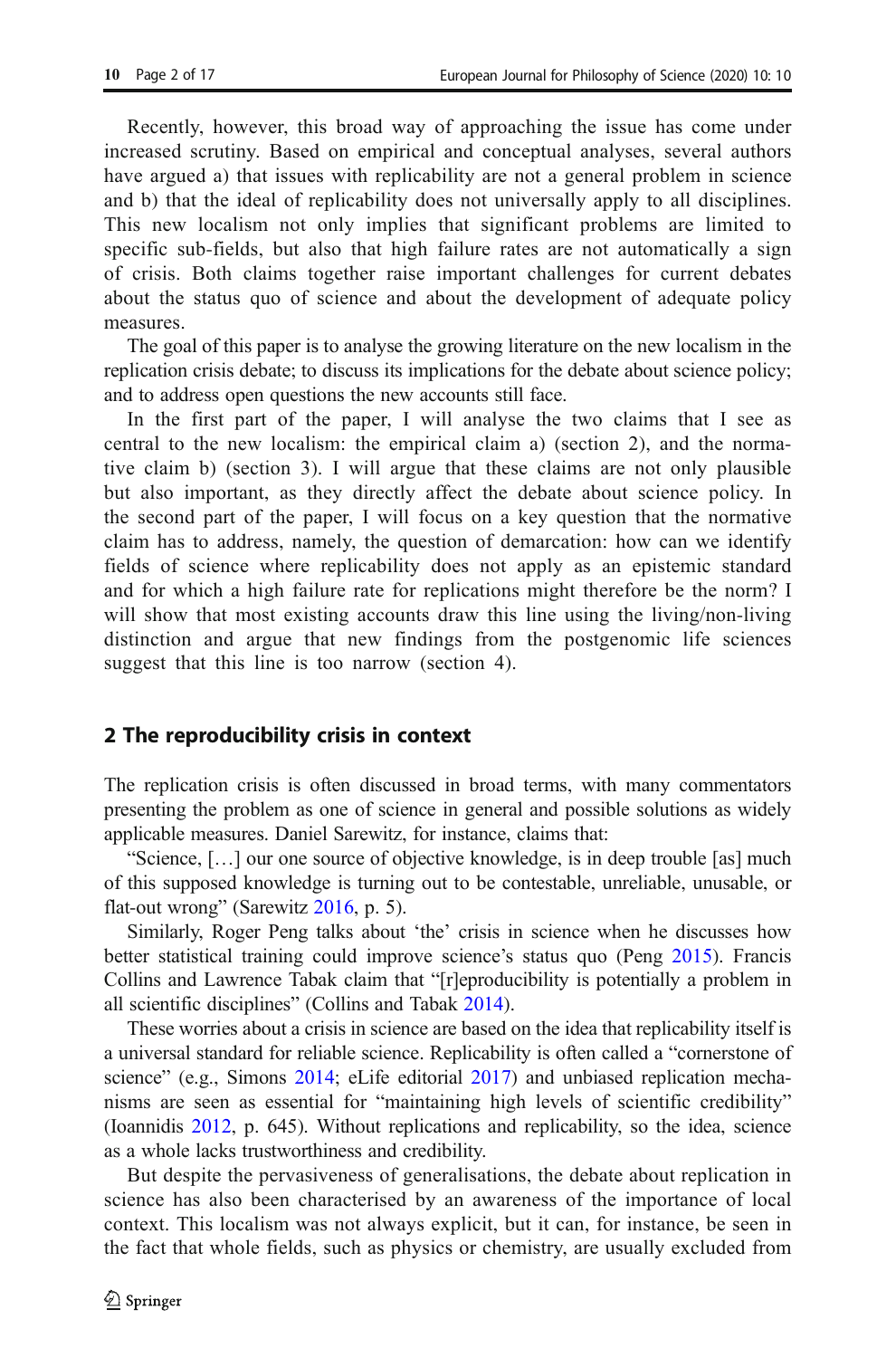Recently, however, this broad way of approaching the issue has come under increased scrutiny. Based on empirical and conceptual analyses, several authors have argued a) that issues with replicability are not a general problem in science and b) that the ideal of replicability does not universally apply to all disciplines. This new localism not only implies that significant problems are limited to specific sub-fields, but also that high failure rates are not automatically a sign of crisis. Both claims together raise important challenges for current debates about the status quo of science and about the development of adequate policy measures.

The goal of this paper is to analyse the growing literature on the new localism in the replication crisis debate; to discuss its implications for the debate about science policy; and to address open questions the new accounts still face.

In the first part of the paper, I will analyse the two claims that I see as central to the new localism: the empirical claim a) (section 2), and the normative claim b) (section 3). I will argue that these claims are not only plausible but also important, as they directly affect the debate about science policy. In the second part of the paper, I will focus on a key question that the normative claim has to address, namely, the question of demarcation: how can we identify fields of science where replicability does not apply as an epistemic standard and for which a high failure rate for replications might therefore be the norm? I will show that most existing accounts draw this line using the living/non-living distinction and argue that new findings from the postgenomic life sciences suggest that this line is too narrow (section 4).

## 2 The reproducibility crisis in context

The replication crisis is often discussed in broad terms, with many commentators presenting the problem as one of science in general and possible solutions as widely applicable measures. Daniel Sarewitz, for instance, claims that:

"Science, […] our one source of objective knowledge, is in deep trouble [as] much of this supposed knowledge is turning out to be contestable, unreliable, unusable, or flat-out wrong" (Sarewitz 2016, p. 5).

Similarly, Roger Peng talks about 'the' crisis in science when he discusses how better statistical training could improve science's status quo (Peng 2015). Francis Collins and Lawrence Tabak claim that "[r]eproducibility is potentially a problem in all scientific disciplines" (Collins and Tabak 2014).

These worries about a crisis in science are based on the idea that replicability itself is a universal standard for reliable science. Replicability is often called a "cornerstone of science" (e.g., Simons 2014; eLife editorial 2017) and unbiased replication mechanisms are seen as essential for "maintaining high levels of scientific credibility" (Ioannidis 2012, p. 645). Without replications and replicability, so the idea, science as a whole lacks trustworthiness and credibility.

But despite the pervasiveness of generalisations, the debate about replication in science has also been characterised by an awareness of the importance of local context. This localism was not always explicit, but it can, for instance, be seen in the fact that whole fields, such as physics or chemistry, are usually excluded from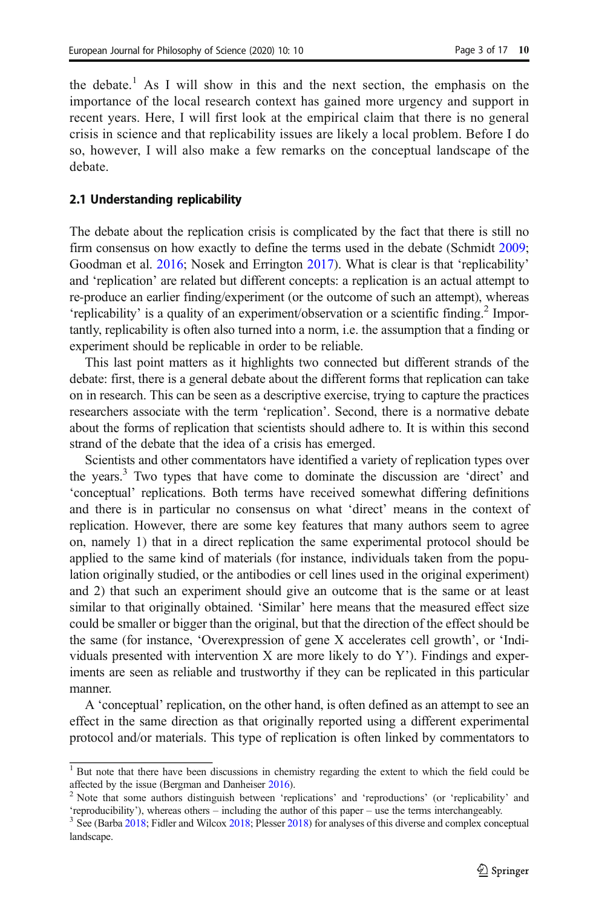the debate.[1] As I will show in this and the next section, the emphasis on the importance of the local research context has gained more urgency and support in recent years. Here, I will first look at the empirical claim that there is no general crisis in science and that replicability issues are likely a local problem. Before I do so, however, I will also make a few remarks on the conceptual landscape of the debate.

### 2.1 Understanding replicability

The debate about the replication crisis is complicated by the fact that there is still no firm consensus on how exactly to define the terms used in the debate (Schmidt 2009; Goodman et al. 2016; Nosek and Errington 2017). What is clear is that 'replicability' and 'replication' are related but different concepts: a replication is an actual attempt to re-produce an earlier finding/experiment (or the outcome of such an attempt), whereas 'replicability' is a quality of an experiment/observation or a scientific finding.[2] Importantly, replicability is often also turned into a norm, i.e. the assumption that a finding or experiment should be replicable in order to be reliable.

This last point matters as it highlights two connected but different strands of the debate: first, there is a general debate about the different forms that replication can take on in research. This can be seen as a descriptive exercise, trying to capture the practices researchers associate with the term 'replication'. Second, there is a normative debate about the forms of replication that scientists should adhere to. It is within this second strand of the debate that the idea of a crisis has emerged.

Scientists and other commentators have identified a variety of replication types over the years.[3] Two types that have come to dominate the discussion are 'direct' and 'conceptual' replications. Both terms have received somewhat differing definitions and there is in particular no consensus on what 'direct' means in the context of replication. However, there are some key features that many authors seem to agree on, namely 1) that in a direct replication the same experimental protocol should be applied to the same kind of materials (for instance, individuals taken from the population originally studied, or the antibodies or cell lines used in the original experiment) and 2) that such an experiment should give an outcome that is the same or at least similar to that originally obtained. 'Similar' here means that the measured effect size could be smaller or bigger than the original, but that the direction of the effect should be the same (for instance, 'Overexpression of gene X accelerates cell growth', or 'Individuals presented with intervention X are more likely to do Y'). Findings and experiments are seen as reliable and trustworthy if they can be replicated in this particular manner.

A 'conceptual' replication, on the other hand, is often defined as an attempt to see an effect in the same direction as that originally reported using a different experimental protocol and/or materials. This type of replication is often linked by commentators to

---

[1] But note that there have been discussions in chemistry regarding the extent to which the field could be affected by the issue (Bergman and Danheiser 2016).

[2] Note that some authors distinguish between 'replications' and 'reproductions' (or 'replicability' and 'reproducibility'), whereas others – including the author of this paper – use the terms interchangeably.

[3] See (Barba 2018; Fidler and Wilcox 2018; Plesser 2018) for analyses of this diverse and complex conceptual landscape.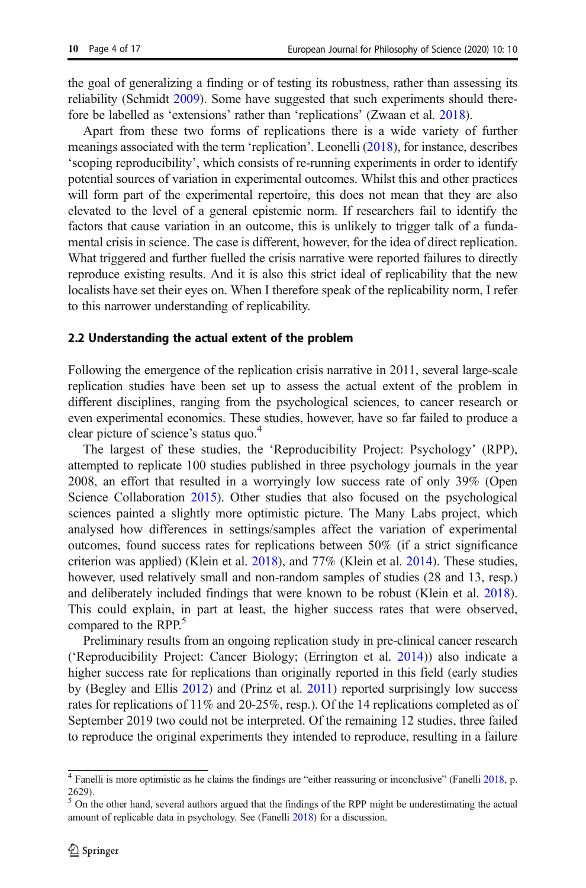the goal of generalizing a finding or of testing its robustness, rather than assessing its reliability (Schmidt 2009). Some have suggested that such experiments should therefore be labelled as 'extensions' rather than 'replications' (Zwaan et al. 2018).

Apart from these two forms of replications there is a wide variety of further meanings associated with the term 'replication'. Leonelli (2018), for instance, describes 'scoping reproducibility', which consists of re-running experiments in order to identify potential sources of variation in experimental outcomes. Whilst this and other practices will form part of the experimental repertoire, this does not mean that they are also elevated to the level of a general epistemic norm. If researchers fail to identify the factors that cause variation in an outcome, this is unlikely to trigger talk of a fundamental crisis in science. The case is different, however, for the idea of direct replication. What triggered and further fuelled the crisis narrative were reported failures to directly reproduce existing results. And it is also this strict ideal of replicability that the new localists have set their eyes on. When I therefore speak of the replicability norm, I refer to this narrower understanding of replicability.

### 2.2 Understanding the actual extent of the problem

Following the emergence of the replication crisis narrative in 2011, several large-scale replication studies have been set up to assess the actual extent of the problem in different disciplines, ranging from the psychological sciences, to cancer research or even experimental economics. These studies, however, have so far failed to produce a clear picture of science's status quo.[4]

The largest of these studies, the 'Reproducibility Project: Psychology' (RPP), attempted to replicate 100 studies published in three psychology journals in the year 2008, an effort that resulted in a worryingly low success rate of only 39% (Open Science Collaboration 2015). Other studies that also focused on the psychological sciences painted a slightly more optimistic picture. The Many Labs project, which analysed how differences in settings/samples affect the variation of experimental outcomes, found success rates for replications between 50% (if a strict significance criterion was applied) (Klein et al. 2018), and 77% (Klein et al. 2014). These studies, however, used relatively small and non-random samples of studies (28 and 13, resp.) and deliberately included findings that were known to be robust (Klein et al. 2018). This could explain, in part at least, the higher success rates that were observed, compared to the RPP.[5]

Preliminary results from an ongoing replication study in pre-clinical cancer research ('Reproducibility Project: Cancer Biology; (Errington et al. 2014)) also indicate a higher success rate for replications than originally reported in this field (early studies by (Begley and Ellis 2012) and (Prinz et al. 2011) reported surprisingly low success rates for replications of 11% and 20-25%, resp.). Of the 14 replications completed as of September 2019 two could not be interpreted. Of the remaining 12 studies, three failed to reproduce the original experiments they intended to reproduce, resulting in a failure

---

[4] Fanelli is more optimistic as he claims the findings are "either reassuring or inconclusive" (Fanelli 2018, p. 2629).

[5] On the other hand, several authors argued that the findings of the RPP might be underestimating the actual amount of replicable data in psychology. See (Fanelli 2018) for a discussion.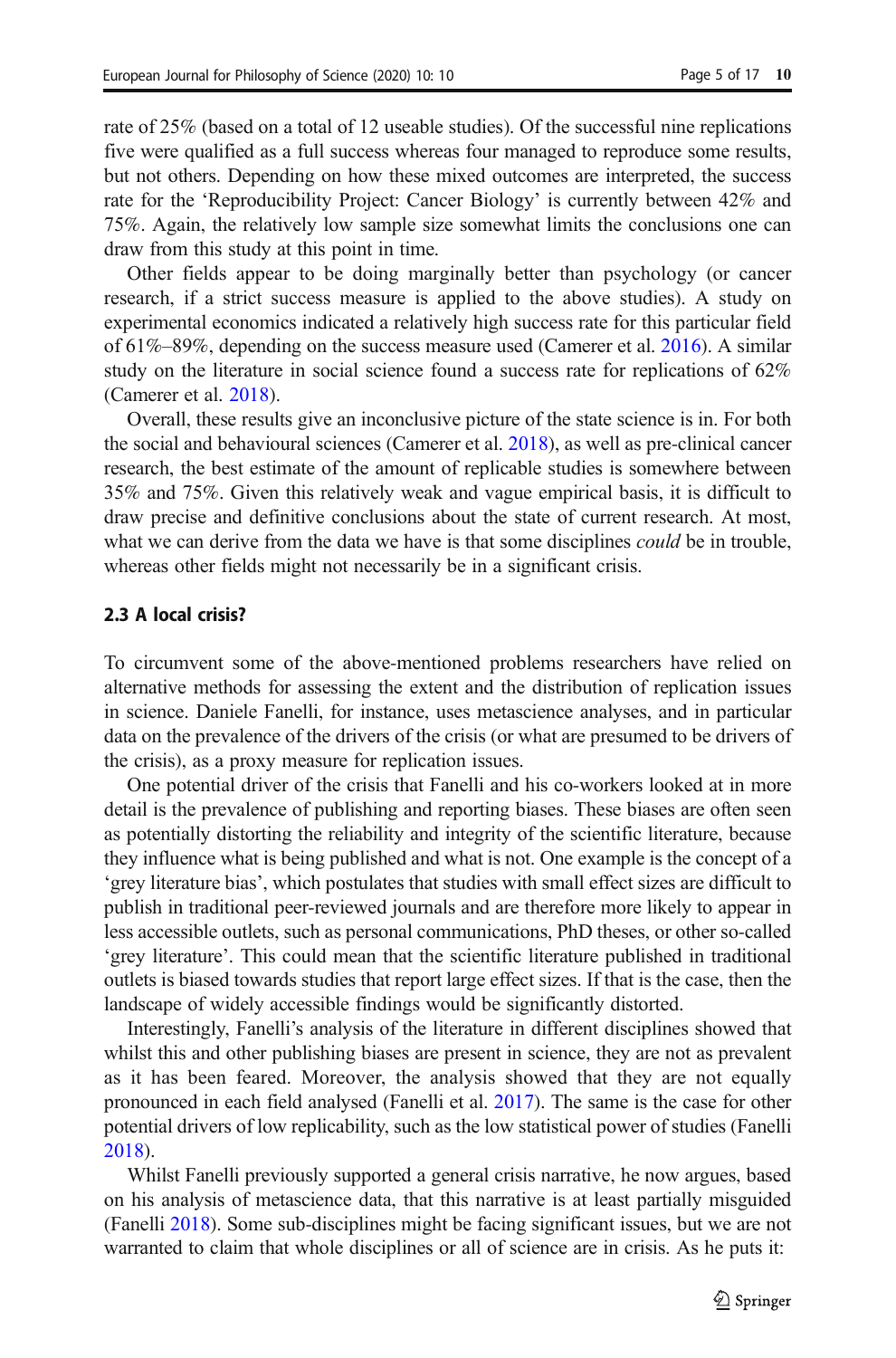rate of 25% (based on a total of 12 useable studies). Of the successful nine replications five were qualified as a full success whereas four managed to reproduce some results, but not others. Depending on how these mixed outcomes are interpreted, the success rate for the 'Reproducibility Project: Cancer Biology' is currently between 42% and 75%. Again, the relatively low sample size somewhat limits the conclusions one can draw from this study at this point in time.

Other fields appear to be doing marginally better than psychology (or cancer research, if a strict success measure is applied to the above studies). A study on experimental economics indicated a relatively high success rate for this particular field of 61%–89%, depending on the success measure used (Camerer et al. 2016). A similar study on the literature in social science found a success rate for replications of 62% (Camerer et al. 2018).

Overall, these results give an inconclusive picture of the state science is in. For both the social and behavioural sciences (Camerer et al. 2018), as well as pre-clinical cancer research, the best estimate of the amount of replicable studies is somewhere between 35% and 75%. Given this relatively weak and vague empirical basis, it is difficult to draw precise and definitive conclusions about the state of current research. At most, what we can derive from the data we have is that some disciplines *could* be in trouble, whereas other fields might not necessarily be in a significant crisis.

### 2.3 A local crisis?

To circumvent some of the above-mentioned problems researchers have relied on alternative methods for assessing the extent and the distribution of replication issues in science. Daniele Fanelli, for instance, uses metascience analyses, and in particular data on the prevalence of the drivers of the crisis (or what are presumed to be drivers of the crisis), as a proxy measure for replication issues.

One potential driver of the crisis that Fanelli and his co-workers looked at in more detail is the prevalence of publishing and reporting biases. These biases are often seen as potentially distorting the reliability and integrity of the scientific literature, because they influence what is being published and what is not. One example is the concept of a 'grey literature bias', which postulates that studies with small effect sizes are difficult to publish in traditional peer-reviewed journals and are therefore more likely to appear in less accessible outlets, such as personal communications, PhD theses, or other so-called 'grey literature'. This could mean that the scientific literature published in traditional outlets is biased towards studies that report large effect sizes. If that is the case, then the landscape of widely accessible findings would be significantly distorted.

Interestingly, Fanelli's analysis of the literature in different disciplines showed that whilst this and other publishing biases are present in science, they are not as prevalent as it has been feared. Moreover, the analysis showed that they are not equally pronounced in each field analysed (Fanelli et al. 2017). The same is the case for other potential drivers of low replicability, such as the low statistical power of studies (Fanelli 2018).

Whilst Fanelli previously supported a general crisis narrative, he now argues, based on his analysis of metascience data, that this narrative is at least partially misguided (Fanelli 2018). Some sub-disciplines might be facing significant issues, but we are not warranted to claim that whole disciplines or all of science are in crisis. As he puts it: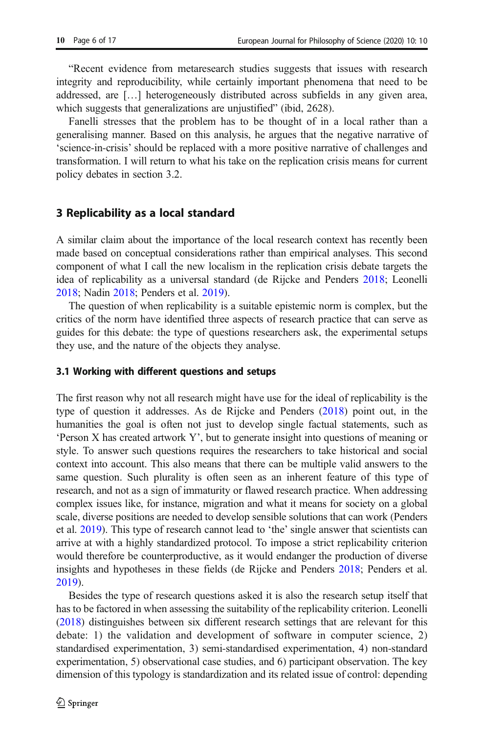"Recent evidence from metaresearch studies suggests that issues with research integrity and reproducibility, while certainly important phenomena that need to be addressed, are […] heterogeneously distributed across subfields in any given area, which suggests that generalizations are unjustified" (ibid, 2628).

Fanelli stresses that the problem has to be thought of in a local rather than a generalising manner. Based on this analysis, he argues that the negative narrative of 'science-in-crisis' should be replaced with a more positive narrative of challenges and transformation. I will return to what his take on the replication crisis means for current policy debates in section 3.2.

## 3 Replicability as a local standard

A similar claim about the importance of the local research context has recently been made based on conceptual considerations rather than empirical analyses. This second component of what I call the new localism in the replication crisis debate targets the idea of replicability as a universal standard (de Rijcke and Penders 2018; Leonelli 2018; Nadin 2018; Penders et al. 2019).

The question of when replicability is a suitable epistemic norm is complex, but the critics of the norm have identified three aspects of research practice that can serve as guides for this debate: the type of questions researchers ask, the experimental setups they use, and the nature of the objects they analyse.

### 3.1 Working with different questions and setups

The first reason why not all research might have use for the ideal of replicability is the type of question it addresses. As de Rijcke and Penders (2018) point out, in the humanities the goal is often not just to develop single factual statements, such as 'Person X has created artwork Y', but to generate insight into questions of meaning or style. To answer such questions requires the researchers to take historical and social context into account. This also means that there can be multiple valid answers to the same question. Such plurality is often seen as an inherent feature of this type of research, and not as a sign of immaturity or flawed research practice. When addressing complex issues like, for instance, migration and what it means for society on a global scale, diverse positions are needed to develop sensible solutions that can work (Penders et al. 2019). This type of research cannot lead to 'the' single answer that scientists can arrive at with a highly standardized protocol. To impose a strict replicability criterion would therefore be counterproductive, as it would endanger the production of diverse insights and hypotheses in these fields (de Rijcke and Penders 2018; Penders et al. 2019).

Besides the type of research questions asked it is also the research setup itself that has to be factored in when assessing the suitability of the replicability criterion. Leonelli (2018) distinguishes between six different research settings that are relevant for this debate: 1) the validation and development of software in computer science, 2) standardised experimentation, 3) semi-standardised experimentation, 4) non-standard experimentation, 5) observational case studies, and 6) participant observation. The key dimension of this typology is standardization and its related issue of control: depending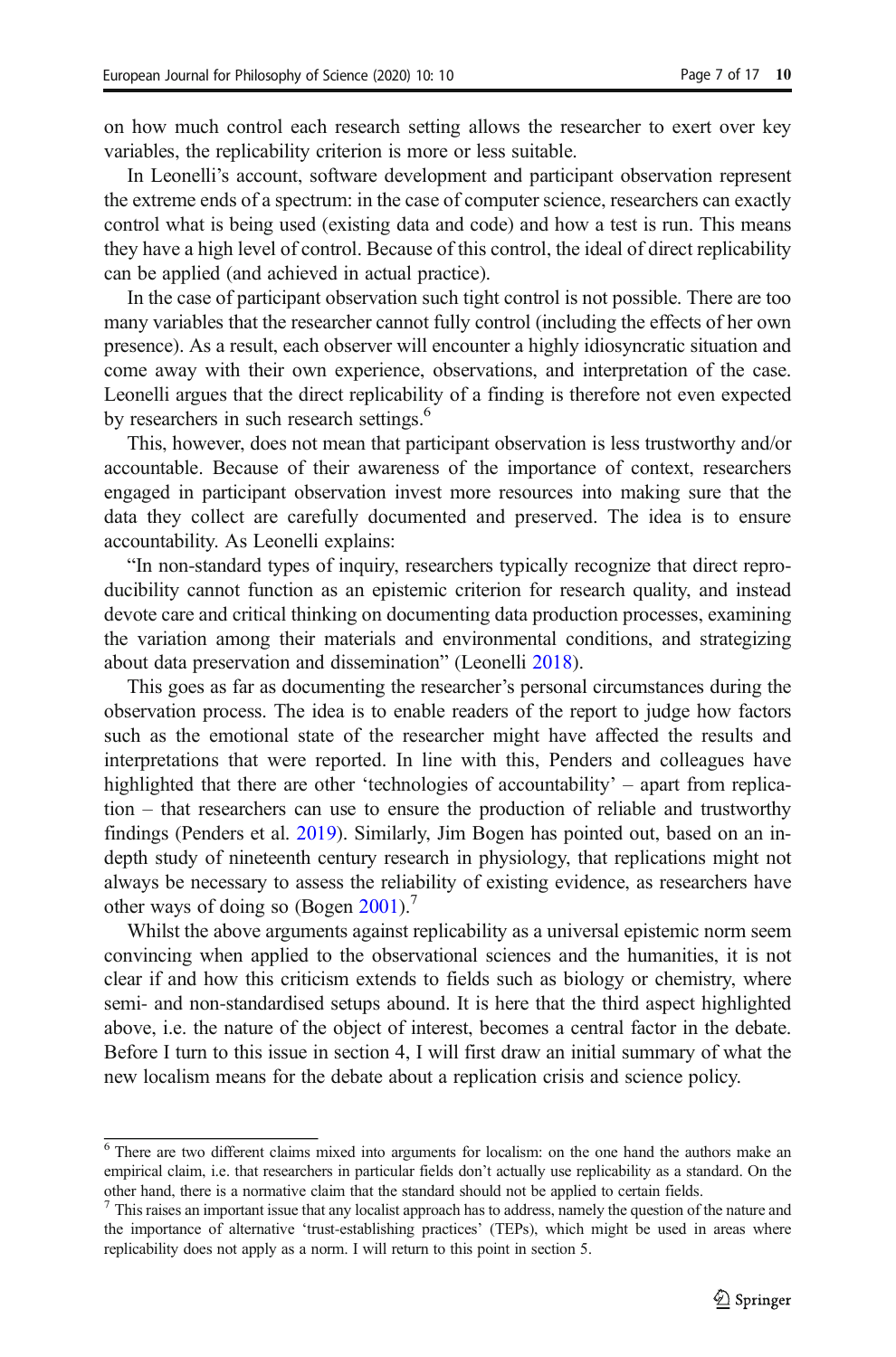on how much control each research setting allows the researcher to exert over key variables, the replicability criterion is more or less suitable.

In Leonelli's account, software development and participant observation represent the extreme ends of a spectrum: in the case of computer science, researchers can exactly control what is being used (existing data and code) and how a test is run. This means they have a high level of control. Because of this control, the ideal of direct replicability can be applied (and achieved in actual practice).

In the case of participant observation such tight control is not possible. There are too many variables that the researcher cannot fully control (including the effects of her own presence). As a result, each observer will encounter a highly idiosyncratic situation and come away with their own experience, observations, and interpretation of the case. Leonelli argues that the direct replicability of a finding is therefore not even expected by researchers in such research settings.[6]

This, however, does not mean that participant observation is less trustworthy and/or accountable. Because of their awareness of the importance of context, researchers engaged in participant observation invest more resources into making sure that the data they collect are carefully documented and preserved. The idea is to ensure accountability. As Leonelli explains:

"In non-standard types of inquiry, researchers typically recognize that direct reproducibility cannot function as an epistemic criterion for research quality, and instead devote care and critical thinking on documenting data production processes, examining the variation among their materials and environmental conditions, and strategizing about data preservation and dissemination" (Leonelli 2018).

This goes as far as documenting the researcher's personal circumstances during the observation process. The idea is to enable readers of the report to judge how factors such as the emotional state of the researcher might have affected the results and interpretations that were reported. In line with this, Penders and colleagues have highlighted that there are other 'technologies of accountability' – apart from replication – that researchers can use to ensure the production of reliable and trustworthy findings (Penders et al. 2019). Similarly, Jim Bogen has pointed out, based on an in-depth study of nineteenth century research in physiology, that replications might not always be necessary to assess the reliability of existing evidence, as researchers have other ways of doing so (Bogen 2001).[7]

Whilst the above arguments against replicability as a universal epistemic norm seem convincing when applied to the observational sciences and the humanities, it is not clear if and how this criticism extends to fields such as biology or chemistry, where semi- and non-standardised setups abound. It is here that the third aspect highlighted above, i.e. the nature of the object of interest, becomes a central factor in the debate. Before I turn to this issue in section 4, I will first draw an initial summary of what the new localism means for the debate about a replication crisis and science policy.

[6] There are two different claims mixed into arguments for localism: on the one hand the authors make an empirical claim, i.e. that researchers in particular fields don't actually use replicability as a standard. On the other hand, there is a normative claim that the standard should not be applied to certain fields.

[7] This raises an important issue that any localist approach has to address, namely the question of the nature and the importance of alternative 'trust-establishing practices' (TEPs), which might be used in areas where replicability does not apply as a norm. I will return to this point in section 5.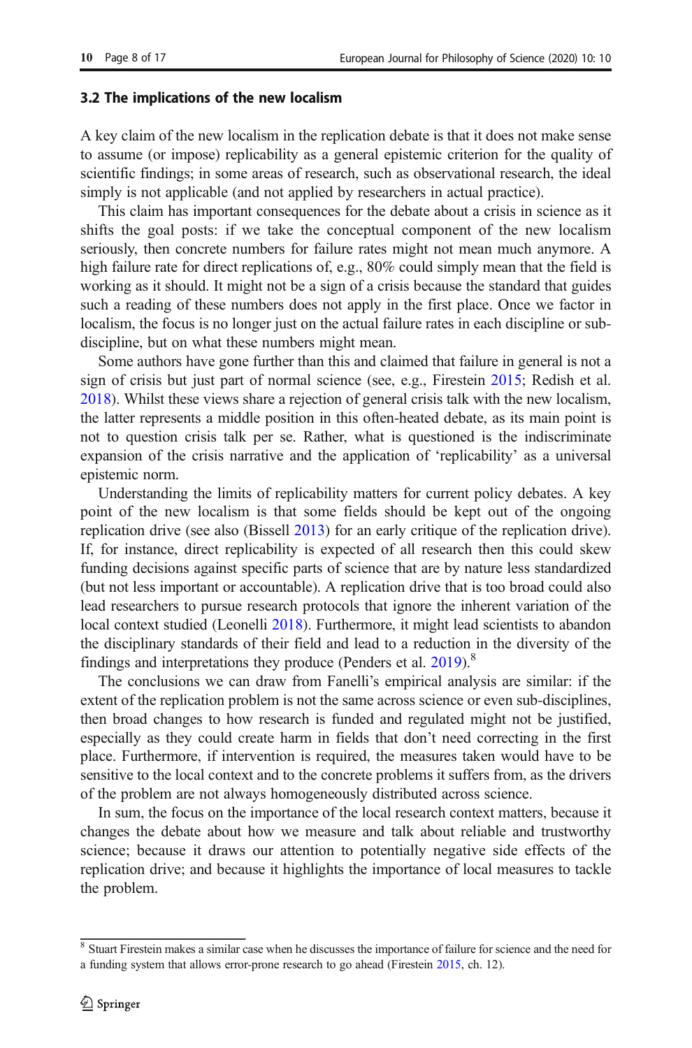### 3.2 The implications of the new localism

A key claim of the new localism in the replication debate is that it does not make sense to assume (or impose) replicability as a general epistemic criterion for the quality of scientific findings; in some areas of research, such as observational research, the ideal simply is not applicable (and not applied by researchers in actual practice).

This claim has important consequences for the debate about a crisis in science as it shifts the goal posts: if we take the conceptual component of the new localism seriously, then concrete numbers for failure rates might not mean much anymore. A high failure rate for direct replications of, e.g., 80% could simply mean that the field is working as it should. It might not be a sign of a crisis because the standard that guides such a reading of these numbers does not apply in the first place. Once we factor in localism, the focus is no longer just on the actual failure rates in each discipline or sub-discipline, but on what these numbers might mean.

Some authors have gone further than this and claimed that failure in general is not a sign of crisis but just part of normal science (see, e.g., Firestein 2015; Redish et al. 2018). Whilst these views share a rejection of general crisis talk with the new localism, the latter represents a middle position in this often-heated debate, as its main point is not to question crisis talk per se. Rather, what is questioned is the indiscriminate expansion of the crisis narrative and the application of 'replicability' as a universal epistemic norm.

Understanding the limits of replicability matters for current policy debates. A key point of the new localism is that some fields should be kept out of the ongoing replication drive (see also (Bissell 2013) for an early critique of the replication drive). If, for instance, direct replicability is expected of all research then this could skew funding decisions against specific parts of science that are by nature less standardized (but not less important or accountable). A replication drive that is too broad could also lead researchers to pursue research protocols that ignore the inherent variation of the local context studied (Leonelli 2018). Furthermore, it might lead scientists to abandon the disciplinary standards of their field and lead to a reduction in the diversity of the findings and interpretations they produce (Penders et al. 2019).[8]

The conclusions we can draw from Fanelli's empirical analysis are similar: if the extent of the replication problem is not the same across science or even sub-disciplines, then broad changes to how research is funded and regulated might not be justified, especially as they could create harm in fields that don't need correcting in the first place. Furthermore, if intervention is required, the measures taken would have to be sensitive to the local context and to the concrete problems it suffers from, as the drivers of the problem are not always homogeneously distributed across science.

In sum, the focus on the importance of the local research context matters, because it changes the debate about how we measure and talk about reliable and trustworthy science; because it draws our attention to potentially negative side effects of the replication drive; and because it highlights the importance of local measures to tackle the problem.

---

[8] Stuart Firestein makes a similar case when he discusses the importance of failure for science and the need for a funding system that allows error-prone research to go ahead (Firestein 2015, ch. 12).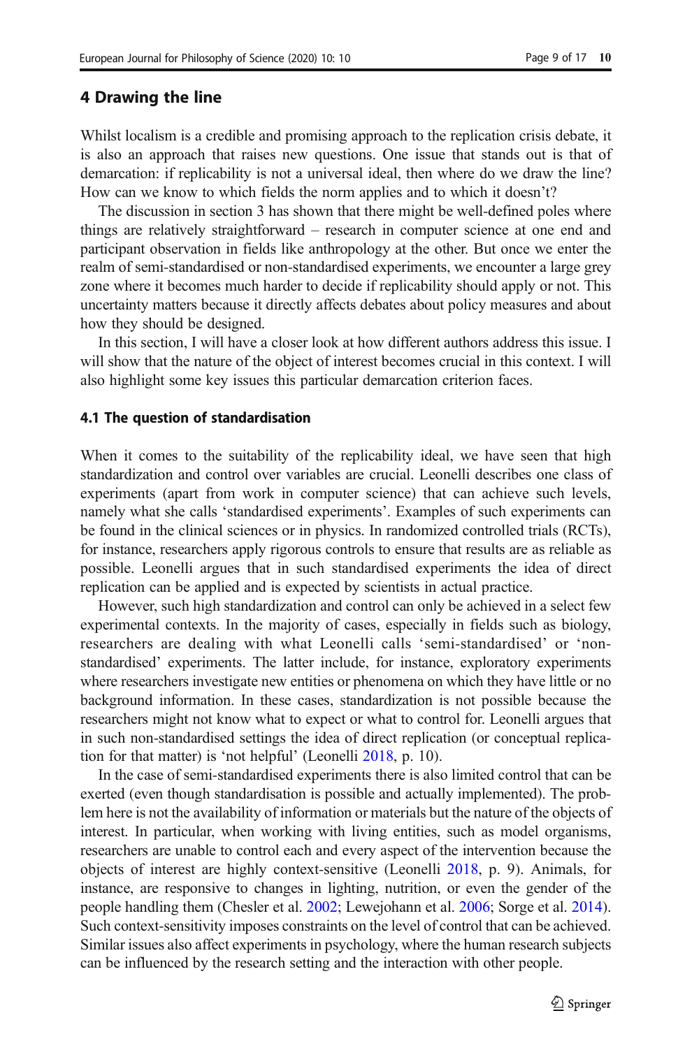## 4 Drawing the line

Whilst localism is a credible and promising approach to the replication crisis debate, it is also an approach that raises new questions. One issue that stands out is that of demarcation: if replicability is not a universal ideal, then where do we draw the line? How can we know to which fields the norm applies and to which it doesn't?

The discussion in section 3 has shown that there might be well-defined poles where things are relatively straightforward – research in computer science at one end and participant observation in fields like anthropology at the other. But once we enter the realm of semi-standardised or non-standardised experiments, we encounter a large grey zone where it becomes much harder to decide if replicability should apply or not. This uncertainty matters because it directly affects debates about policy measures and about how they should be designed.

In this section, I will have a closer look at how different authors address this issue. I will show that the nature of the object of interest becomes crucial in this context. I will also highlight some key issues this particular demarcation criterion faces.

### 4.1 The question of standardisation

When it comes to the suitability of the replicability ideal, we have seen that high standardization and control over variables are crucial. Leonelli describes one class of experiments (apart from work in computer science) that can achieve such levels, namely what she calls 'standardised experiments'. Examples of such experiments can be found in the clinical sciences or in physics. In randomized controlled trials (RCTs), for instance, researchers apply rigorous controls to ensure that results are as reliable as possible. Leonelli argues that in such standardised experiments the idea of direct replication can be applied and is expected by scientists in actual practice.

However, such high standardization and control can only be achieved in a select few experimental contexts. In the majority of cases, especially in fields such as biology, researchers are dealing with what Leonelli calls 'semi-standardised' or 'non-standardised' experiments. The latter include, for instance, exploratory experiments where researchers investigate new entities or phenomena on which they have little or no background information. In these cases, standardization is not possible because the researchers might not know what to expect or what to control for. Leonelli argues that in such non-standardised settings the idea of direct replication (or conceptual replication for that matter) is 'not helpful' (Leonelli 2018, p. 10).

In the case of semi-standardised experiments there is also limited control that can be exerted (even though standardisation is possible and actually implemented). The problem here is not the availability of information or materials but the nature of the objects of interest. In particular, when working with living entities, such as model organisms, researchers are unable to control each and every aspect of the intervention because the objects of interest are highly context-sensitive (Leonelli 2018, p. 9). Animals, for instance, are responsive to changes in lighting, nutrition, or even the gender of the people handling them (Chesler et al. 2002; Lewejohann et al. 2006; Sorge et al. 2014). Such context-sensitivity imposes constraints on the level of control that can be achieved. Similar issues also affect experiments in psychology, where the human research subjects can be influenced by the research setting and the interaction with other people.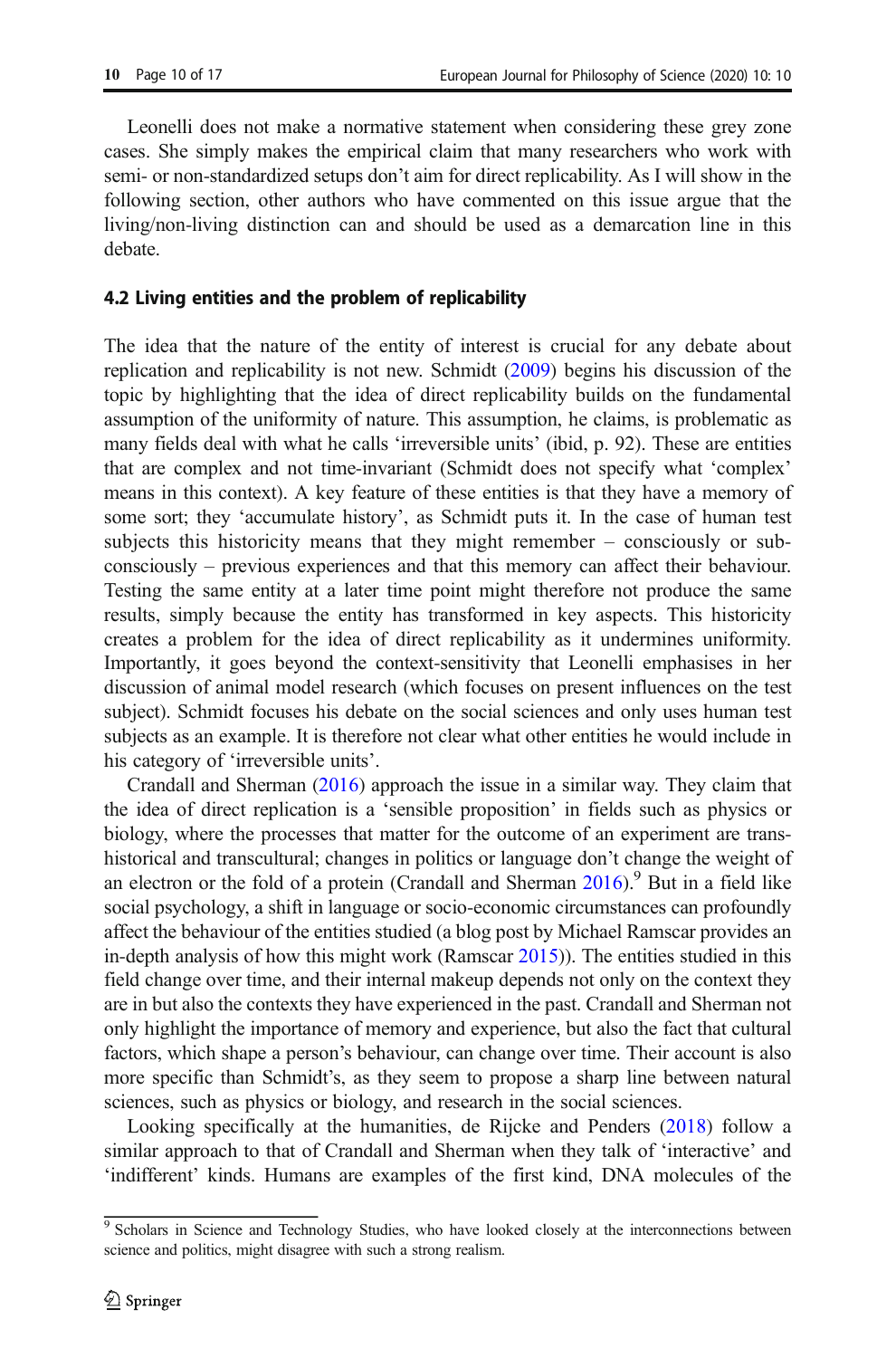Leonelli does not make a normative statement when considering these grey zone cases. She simply makes the empirical claim that many researchers who work with semi- or non-standardized setups don't aim for direct replicability. As I will show in the following section, other authors who have commented on this issue argue that the living/non-living distinction can and should be used as a demarcation line in this debate.

### 4.2 Living entities and the problem of replicability

The idea that the nature of the entity of interest is crucial for any debate about replication and replicability is not new. Schmidt (2009) begins his discussion of the topic by highlighting that the idea of direct replicability builds on the fundamental assumption of the uniformity of nature. This assumption, he claims, is problematic as many fields deal with what he calls 'irreversible units' (ibid, p. 92). These are entities that are complex and not time-invariant (Schmidt does not specify what 'complex' means in this context). A key feature of these entities is that they have a memory of some sort; they 'accumulate history', as Schmidt puts it. In the case of human test subjects this historicity means that they might remember – consciously or sub-consciously – previous experiences and that this memory can affect their behaviour. Testing the same entity at a later time point might therefore not produce the same results, simply because the entity has transformed in key aspects. This historicity creates a problem for the idea of direct replicability as it undermines uniformity. Importantly, it goes beyond the context-sensitivity that Leonelli emphasises in her discussion of animal model research (which focuses on present influences on the test subject). Schmidt focuses his debate on the social sciences and only uses human test subjects as an example. It is therefore not clear what other entities he would include in his category of 'irreversible units'.

Crandall and Sherman (2016) approach the issue in a similar way. They claim that the idea of direct replication is a 'sensible proposition' in fields such as physics or biology, where the processes that matter for the outcome of an experiment are trans-historical and transcultural; changes in politics or language don't change the weight of an electron or the fold of a protein (Crandall and Sherman 2016).[9] But in a field like social psychology, a shift in language or socio-economic circumstances can profoundly affect the behaviour of the entities studied (a blog post by Michael Ramscar provides an in-depth analysis of how this might work (Ramscar 2015)). The entities studied in this field change over time, and their internal makeup depends not only on the context they are in but also the contexts they have experienced in the past. Crandall and Sherman not only highlight the importance of memory and experience, but also the fact that cultural factors, which shape a person's behaviour, can change over time. Their account is also more specific than Schmidt's, as they seem to propose a sharp line between natural sciences, such as physics or biology, and research in the social sciences.

Looking specifically at the humanities, de Rijcke and Penders (2018) follow a similar approach to that of Crandall and Sherman when they talk of 'interactive' and 'indifferent' kinds. Humans are examples of the first kind, DNA molecules of the

---

[9] Scholars in Science and Technology Studies, who have looked closely at the interconnections between science and politics, might disagree with such a strong realism.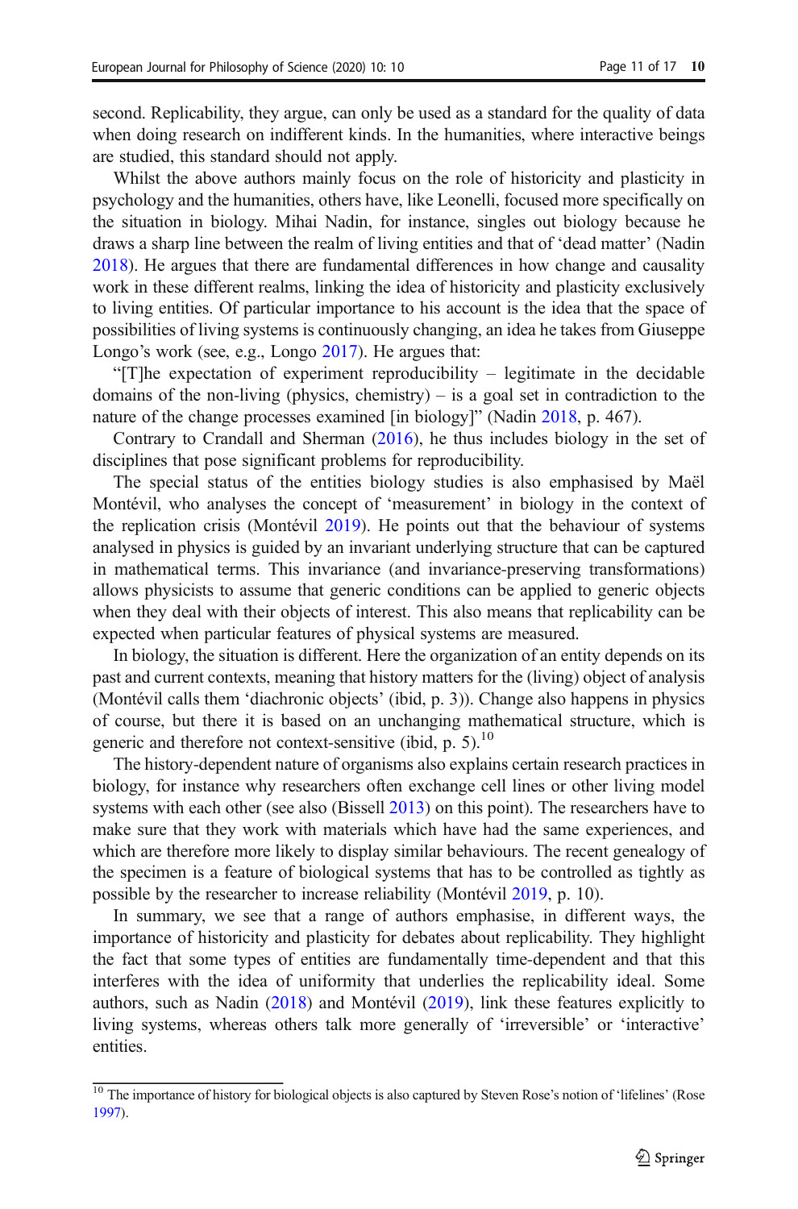second. Replicability, they argue, can only be used as a standard for the quality of data when doing research on indifferent kinds. In the humanities, where interactive beings are studied, this standard should not apply.

Whilst the above authors mainly focus on the role of historicity and plasticity in psychology and the humanities, others have, like Leonelli, focused more specifically on the situation in biology. Mihai Nadin, for instance, singles out biology because he draws a sharp line between the realm of living entities and that of 'dead matter' (Nadin 2018). He argues that there are fundamental differences in how change and causality work in these different realms, linking the idea of historicity and plasticity exclusively to living entities. Of particular importance to his account is the idea that the space of possibilities of living systems is continuously changing, an idea he takes from Giuseppe Longo's work (see, e.g., Longo 2017). He argues that:

"[T]he expectation of experiment reproducibility – legitimate in the decidable domains of the non-living (physics, chemistry) – is a goal set in contradiction to the nature of the change processes examined [in biology]" (Nadin 2018, p. 467).

Contrary to Crandall and Sherman (2016), he thus includes biology in the set of disciplines that pose significant problems for reproducibility.

The special status of the entities biology studies is also emphasised by Maël Montévil, who analyses the concept of 'measurement' in biology in the context of the replication crisis (Montévil 2019). He points out that the behaviour of systems analysed in physics is guided by an invariant underlying structure that can be captured in mathematical terms. This invariance (and invariance-preserving transformations) allows physicists to assume that generic conditions can be applied to generic objects when they deal with their objects of interest. This also means that replicability can be expected when particular features of physical systems are measured.

In biology, the situation is different. Here the organization of an entity depends on its past and current contexts, meaning that history matters for the (living) object of analysis (Montévil calls them 'diachronic objects' (ibid, p. 3)). Change also happens in physics of course, but there it is based on an unchanging mathematical structure, which is generic and therefore not context-sensitive (ibid, p. 5).[10]

The history-dependent nature of organisms also explains certain research practices in biology, for instance why researchers often exchange cell lines or other living model systems with each other (see also (Bissell 2013) on this point). The researchers have to make sure that they work with materials which have had the same experiences, and which are therefore more likely to display similar behaviours. The recent genealogy of the specimen is a feature of biological systems that has to be controlled as tightly as possible by the researcher to increase reliability (Montévil 2019, p. 10).

In summary, we see that a range of authors emphasise, in different ways, the importance of historicity and plasticity for debates about replicability. They highlight the fact that some types of entities are fundamentally time-dependent and that this interferes with the idea of uniformity that underlies the replicability ideal. Some authors, such as Nadin (2018) and Montévil (2019), link these features explicitly to living systems, whereas others talk more generally of 'irreversible' or 'interactive' entities.

---

[10] The importance of history for biological objects is also captured by Steven Rose's notion of 'lifelines' (Rose 1997).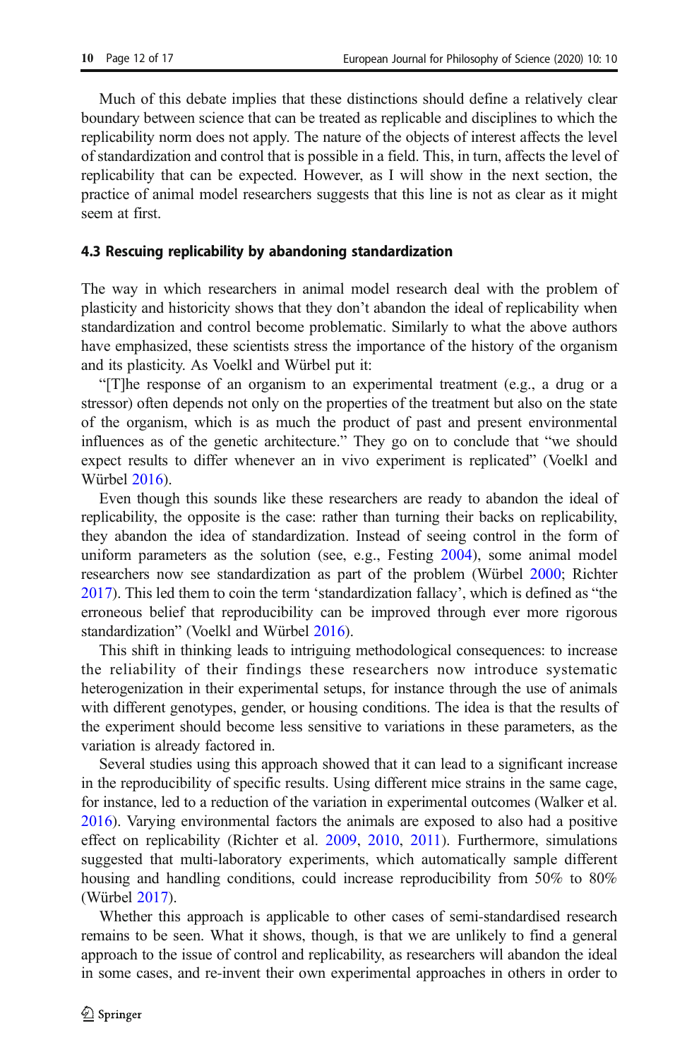Much of this debate implies that these distinctions should define a relatively clear boundary between science that can be treated as replicable and disciplines to which the replicability norm does not apply. The nature of the objects of interest affects the level of standardization and control that is possible in a field. This, in turn, affects the level of replicability that can be expected. However, as I will show in the next section, the practice of animal model researchers suggests that this line is not as clear as it might seem at first.

### 4.3 Rescuing replicability by abandoning standardization

The way in which researchers in animal model research deal with the problem of plasticity and historicity shows that they don't abandon the ideal of replicability when standardization and control become problematic. Similarly to what the above authors have emphasized, these scientists stress the importance of the history of the organism and its plasticity. As Voelkl and Würbel put it:

"[T]he response of an organism to an experimental treatment (e.g., a drug or a stressor) often depends not only on the properties of the treatment but also on the state of the organism, which is as much the product of past and present environmental influences as of the genetic architecture." They go on to conclude that "we should expect results to differ whenever an in vivo experiment is replicated" (Voelkl and Würbel 2016).

Even though this sounds like these researchers are ready to abandon the ideal of replicability, the opposite is the case: rather than turning their backs on replicability, they abandon the idea of standardization. Instead of seeing control in the form of uniform parameters as the solution (see, e.g., Festing 2004), some animal model researchers now see standardization as part of the problem (Würbel 2000; Richter 2017). This led them to coin the term 'standardization fallacy', which is defined as "the erroneous belief that reproducibility can be improved through ever more rigorous standardization" (Voelkl and Würbel 2016).

This shift in thinking leads to intriguing methodological consequences: to increase the reliability of their findings these researchers now introduce systematic heterogenization in their experimental setups, for instance through the use of animals with different genotypes, gender, or housing conditions. The idea is that the results of the experiment should become less sensitive to variations in these parameters, as the variation is already factored in.

Several studies using this approach showed that it can lead to a significant increase in the reproducibility of specific results. Using different mice strains in the same cage, for instance, led to a reduction of the variation in experimental outcomes (Walker et al. 2016). Varying environmental factors the animals are exposed to also had a positive effect on replicability (Richter et al. 2009, 2010, 2011). Furthermore, simulations suggested that multi-laboratory experiments, which automatically sample different housing and handling conditions, could increase reproducibility from 50% to 80% (Würbel 2017).

Whether this approach is applicable to other cases of semi-standardised research remains to be seen. What it shows, though, is that we are unlikely to find a general approach to the issue of control and replicability, as researchers will abandon the ideal in some cases, and re-invent their own experimental approaches in others in order to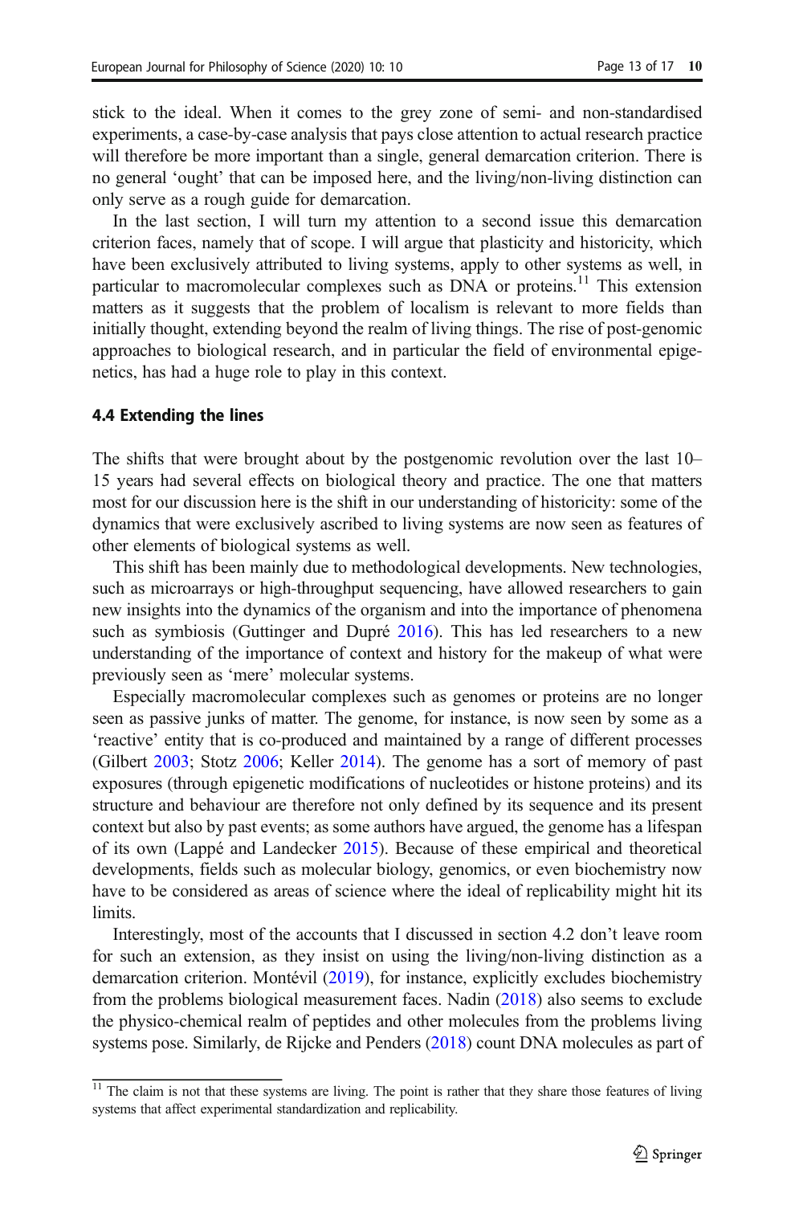stick to the ideal. When it comes to the grey zone of semi- and non-standardised experiments, a case-by-case analysis that pays close attention to actual research practice will therefore be more important than a single, general demarcation criterion. There is no general 'ought' that can be imposed here, and the living/non-living distinction can only serve as a rough guide for demarcation.

In the last section, I will turn my attention to a second issue this demarcation criterion faces, namely that of scope. I will argue that plasticity and historicity, which have been exclusively attributed to living systems, apply to other systems as well, in particular to macromolecular complexes such as DNA or proteins.[11] This extension matters as it suggests that the problem of localism is relevant to more fields than initially thought, extending beyond the realm of living things. The rise of post-genomic approaches to biological research, and in particular the field of environmental epigenetics, has had a huge role to play in this context.

### 4.4 Extending the lines

The shifts that were brought about by the postgenomic revolution over the last 10–15 years had several effects on biological theory and practice. The one that matters most for our discussion here is the shift in our understanding of historicity: some of the dynamics that were exclusively ascribed to living systems are now seen as features of other elements of biological systems as well.

This shift has been mainly due to methodological developments. New technologies, such as microarrays or high-throughput sequencing, have allowed researchers to gain new insights into the dynamics of the organism and into the importance of phenomena such as symbiosis (Guttinger and Dupré 2016). This has led researchers to a new understanding of the importance of context and history for the makeup of what were previously seen as 'mere' molecular systems.

Especially macromolecular complexes such as genomes or proteins are no longer seen as passive junks of matter. The genome, for instance, is now seen by some as a 'reactive' entity that is co-produced and maintained by a range of different processes (Gilbert 2003; Stotz 2006; Keller 2014). The genome has a sort of memory of past exposures (through epigenetic modifications of nucleotides or histone proteins) and its structure and behaviour are therefore not only defined by its sequence and its present context but also by past events; as some authors have argued, the genome has a lifespan of its own (Lappé and Landecker 2015). Because of these empirical and theoretical developments, fields such as molecular biology, genomics, or even biochemistry now have to be considered as areas of science where the ideal of replicability might hit its limits.

Interestingly, most of the accounts that I discussed in section 4.2 don't leave room for such an extension, as they insist on using the living/non-living distinction as a demarcation criterion. Montévil (2019), for instance, explicitly excludes biochemistry from the problems biological measurement faces. Nadin (2018) also seems to exclude the physico-chemical realm of peptides and other molecules from the problems living systems pose. Similarly, de Rijcke and Penders (2018) count DNA molecules as part of

---

[11] The claim is not that these systems are living. The point is rather that they share those features of living systems that affect experimental standardization and replicability.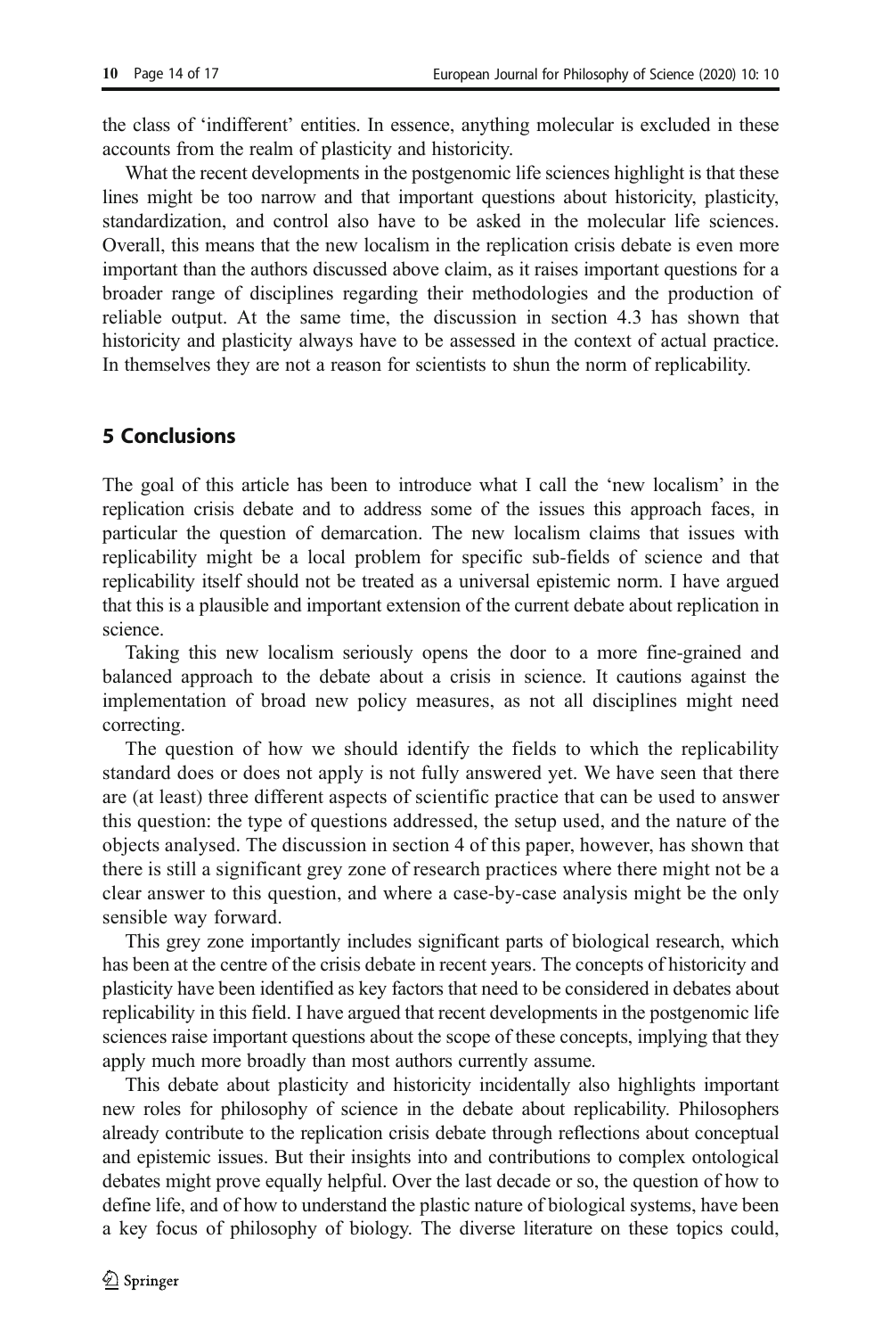the class of 'indifferent' entities. In essence, anything molecular is excluded in these accounts from the realm of plasticity and historicity.

What the recent developments in the postgenomic life sciences highlight is that these lines might be too narrow and that important questions about historicity, plasticity, standardization, and control also have to be asked in the molecular life sciences. Overall, this means that the new localism in the replication crisis debate is even more important than the authors discussed above claim, as it raises important questions for a broader range of disciplines regarding their methodologies and the production of reliable output. At the same time, the discussion in section 4.3 has shown that historicity and plasticity always have to be assessed in the context of actual practice. In themselves they are not a reason for scientists to shun the norm of replicability.

## 5 Conclusions

The goal of this article has been to introduce what I call the 'new localism' in the replication crisis debate and to address some of the issues this approach faces, in particular the question of demarcation. The new localism claims that issues with replicability might be a local problem for specific sub-fields of science and that replicability itself should not be treated as a universal epistemic norm. I have argued that this is a plausible and important extension of the current debate about replication in science.

Taking this new localism seriously opens the door to a more fine-grained and balanced approach to the debate about a crisis in science. It cautions against the implementation of broad new policy measures, as not all disciplines might need correcting.

The question of how we should identify the fields to which the replicability standard does or does not apply is not fully answered yet. We have seen that there are (at least) three different aspects of scientific practice that can be used to answer this question: the type of questions addressed, the setup used, and the nature of the objects analysed. The discussion in section 4 of this paper, however, has shown that there is still a significant grey zone of research practices where there might not be a clear answer to this question, and where a case-by-case analysis might be the only sensible way forward.

This grey zone importantly includes significant parts of biological research, which has been at the centre of the crisis debate in recent years. The concepts of historicity and plasticity have been identified as key factors that need to be considered in debates about replicability in this field. I have argued that recent developments in the postgenomic life sciences raise important questions about the scope of these concepts, implying that they apply much more broadly than most authors currently assume.

This debate about plasticity and historicity incidentally also highlights important new roles for philosophy of science in the debate about replicability. Philosophers already contribute to the replication crisis debate through reflections about conceptual and epistemic issues. But their insights into and contributions to complex ontological debates might prove equally helpful. Over the last decade or so, the question of how to define life, and of how to understand the plastic nature of biological systems, have been a key focus of philosophy of biology. The diverse literature on these topics could,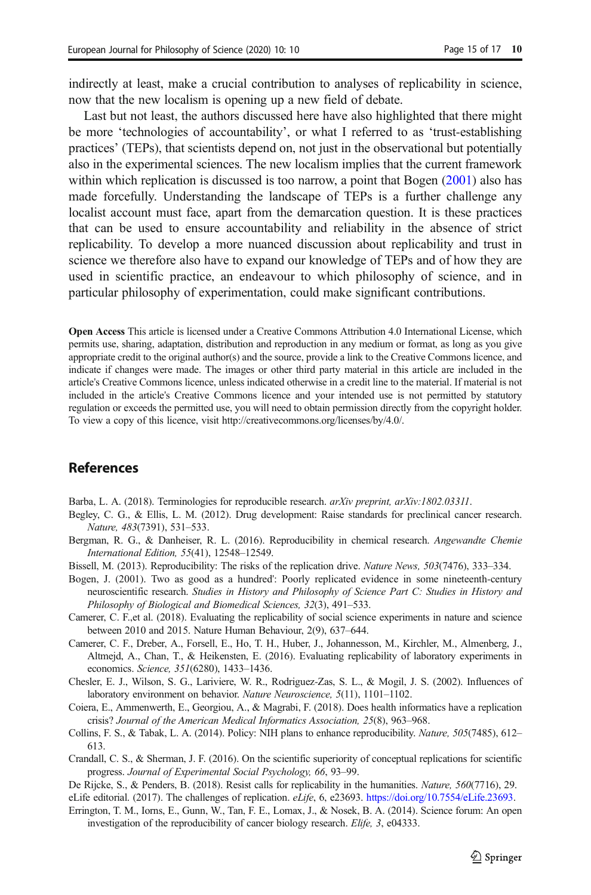indirectly at least, make a crucial contribution to analyses of replicability in science, now that the new localism is opening up a new field of debate.

Last but not least, the authors discussed here have also highlighted that there might be more 'technologies of accountability', or what I referred to as 'trust-establishing practices' (TEPs), that scientists depend on, not just in the observational but potentially also in the experimental sciences. The new localism implies that the current framework within which replication is discussed is too narrow, a point that Bogen (2001) also has made forcefully. Understanding the landscape of TEPs is a further challenge any localist account must face, apart from the demarcation question. It is these practices that can be used to ensure accountability and reliability in the absence of strict replicability. To develop a more nuanced discussion about replicability and trust in science we therefore also have to expand our knowledge of TEPs and of how they are used in scientific practice, an endeavour to which philosophy of science, and in particular philosophy of experimentation, could make significant contributions.

**Open Access** This article is licensed under a Creative Commons Attribution 4.0 International License, which permits use, sharing, adaptation, distribution and reproduction in any medium or format, as long as you give appropriate credit to the original author(s) and the source, provide a link to the Creative Commons licence, and indicate if changes were made. The images or other third party material in this article are included in the article's Creative Commons licence, unless indicated otherwise in a credit line to the material. If material is not included in the article's Creative Commons licence and your intended use is not permitted by statutory regulation or exceeds the permitted use, you will need to obtain permission directly from the copyright holder. To view a copy of this licence, visit http://creativecommons.org/licenses/by/4.0/.

## References

Barba, L. A. (2018). Terminologies for reproducible research. *arXiv preprint, arXiv:1802.03311*.

Begley, C. G., & Ellis, L. M. (2012). Drug development: Raise standards for preclinical cancer research. *Nature, 483*(7391), 531–533.

Bergman, R. G., & Danheiser, R. L. (2016). Reproducibility in chemical research. *Angewandte Chemie International Edition, 55*(41), 12548–12549.

Bissell, M. (2013). Reproducibility: The risks of the replication drive. *Nature News, 503*(7476), 333–334.

Bogen, J. (2001). Two as good as a hundred': Poorly replicated evidence in some nineteenth-century neuroscientific research. *Studies in History and Philosophy of Science Part C: Studies in History and Philosophy of Biological and Biomedical Sciences, 32*(3), 491–533.

Camerer, C. F.,et al. (2018). Evaluating the replicability of social science experiments in nature and science between 2010 and 2015. Nature Human Behaviour, 2(9), 637–644.

Camerer, C. F., Dreber, A., Forsell, E., Ho, T. H., Huber, J., Johannesson, M., Kirchler, M., Almenberg, J., Altmejd, A., Chan, T., & Heikensten, E. (2016). Evaluating replicability of laboratory experiments in economics. *Science, 351*(6280), 1433–1436.

Chesler, E. J., Wilson, S. G., Lariviere, W. R., Rodriguez-Zas, S. L., & Mogil, J. S. (2002). Influences of laboratory environment on behavior. *Nature Neuroscience, 5*(11), 1101–1102.

Coiera, E., Ammenwerth, E., Georgiou, A., & Magrabi, F. (2018). Does health informatics have a replication crisis? *Journal of the American Medical Informatics Association, 25*(8), 963–968.

Collins, F. S., & Tabak, L. A. (2014). Policy: NIH plans to enhance reproducibility. *Nature, 505*(7485), 612–613.

Crandall, C. S., & Sherman, J. F. (2016). On the scientific superiority of conceptual replications for scientific progress. *Journal of Experimental Social Psychology, 66*, 93–99.

De Rijcke, S., & Penders, B. (2018). Resist calls for replicability in the humanities. *Nature, 560*(7716), 29.

eLife editorial. (2017). The challenges of replication. *eLife*, 6, e23693. https://doi.org/10.7554/eLife.23693.

Errington, T. M., Iorns, E., Gunn, W., Tan, F. E., Lomax, J., & Nosek, B. A. (2014). Science forum: An open investigation of the reproducibility of cancer biology research. *Elife, 3*, e04333.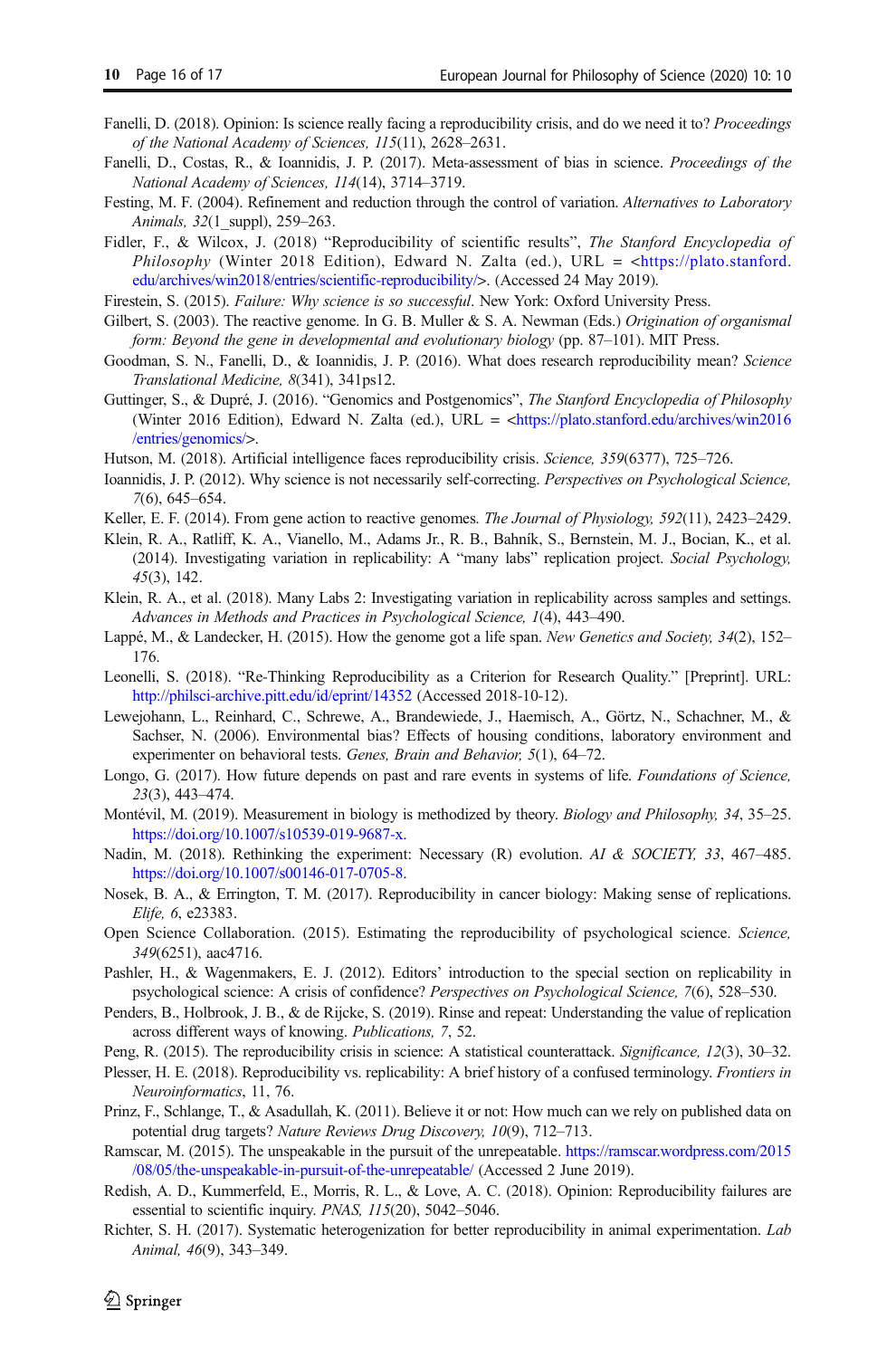Fanelli, D. (2018). Opinion: Is science really facing a reproducibility crisis, and do we need it to? *Proceedings of the National Academy of Sciences, 115*(11), 2628–2631.

Fanelli, D., Costas, R., & Ioannidis, J. P. (2017). Meta-assessment of bias in science. *Proceedings of the National Academy of Sciences, 114*(14), 3714–3719.

Festing, M. F. (2004). Refinement and reduction through the control of variation. *Alternatives to Laboratory Animals, 32*(1_suppl), 259–263.

Fidler, F., & Wilcox, J. (2018) "Reproducibility of scientific results", *The Stanford Encyclopedia of Philosophy* (Winter 2018 Edition), Edward N. Zalta (ed.), URL = <https://plato.stanford.edu/archives/win2018/entries/scientific-reproducibility/>. (Accessed 24 May 2019).

Firestein, S. (2015). *Failure: Why science is so successful*. New York: Oxford University Press.

Gilbert, S. (2003). The reactive genome. In G. B. Muller & S. A. Newman (Eds.) *Origination of organismal form: Beyond the gene in developmental and evolutionary biology* (pp. 87–101). MIT Press.

Goodman, S. N., Fanelli, D., & Ioannidis, J. P. (2016). What does research reproducibility mean? *Science Translational Medicine, 8*(341), 341ps12.

Guttinger, S., & Dupré, J. (2016). "Genomics and Postgenomics", *The Stanford Encyclopedia of Philosophy* (Winter 2016 Edition), Edward N. Zalta (ed.), URL = <https://plato.stanford.edu/archives/win2016/entries/genomics/>.

Hutson, M. (2018). Artificial intelligence faces reproducibility crisis. *Science, 359*(6377), 725–726.

Ioannidis, J. P. (2012). Why science is not necessarily self-correcting. *Perspectives on Psychological Science, 7*(6), 645–654.

Keller, E. F. (2014). From gene action to reactive genomes. *The Journal of Physiology, 592*(11), 2423–2429.

Klein, R. A., Ratliff, K. A., Vianello, M., Adams Jr., R. B., Bahník, S., Bernstein, M. J., Bocian, K., et al. (2014). Investigating variation in replicability: A "many labs" replication project. *Social Psychology, 45*(3), 142.

Klein, R. A., et al. (2018). Many Labs 2: Investigating variation in replicability across samples and settings. *Advances in Methods and Practices in Psychological Science, 1*(4), 443–490.

Lappé, M., & Landecker, H. (2015). How the genome got a life span. *New Genetics and Society, 34*(2), 152–176.

Leonelli, S. (2018). "Re-Thinking Reproducibility as a Criterion for Research Quality." [Preprint]. URL: http://philsci-archive.pitt.edu/id/eprint/14352 (Accessed 2018-10-12).

Lewejohann, L., Reinhard, C., Schrewe, A., Brandewiede, J., Haemisch, A., Görtz, N., Schachner, M., & Sachser, N. (2006). Environmental bias? Effects of housing conditions, laboratory environment and experimenter on behavioral tests. *Genes, Brain and Behavior, 5*(1), 64–72.

Longo, G. (2017). How future depends on past and rare events in systems of life. *Foundations of Science, 23*(3), 443–474.

Montévil, M. (2019). Measurement in biology is methodized by theory. *Biology and Philosophy, 34*, 35–25. https://doi.org/10.1007/s10539-019-9687-x.

Nadin, M. (2018). Rethinking the experiment: Necessary (R) evolution. *AI & SOCIETY, 33*, 467–485. https://doi.org/10.1007/s00146-017-0705-8.

Nosek, B. A., & Errington, T. M. (2017). Reproducibility in cancer biology: Making sense of replications. *Elife, 6*, e23383.

Open Science Collaboration. (2015). Estimating the reproducibility of psychological science. *Science, 349*(6251), aac4716.

Pashler, H., & Wagenmakers, E. J. (2012). Editors' introduction to the special section on replicability in psychological science: A crisis of confidence? *Perspectives on Psychological Science, 7*(6), 528–530.

Penders, B., Holbrook, J. B., & de Rijcke, S. (2019). Rinse and repeat: Understanding the value of replication across different ways of knowing. *Publications, 7*, 52.

Peng, R. (2015). The reproducibility crisis in science: A statistical counterattack. *Significance, 12*(3), 30–32.

Plesser, H. E. (2018). Reproducibility vs. replicability: A brief history of a confused terminology. *Frontiers in Neuroinformatics*, 11, 76.

Prinz, F., Schlange, T., & Asadullah, K. (2011). Believe it or not: How much can we rely on published data on potential drug targets? *Nature Reviews Drug Discovery, 10*(9), 712–713.

Ramscar, M. (2015). The unspeakable in the pursuit of the unrepeatable. https://ramscar.wordpress.com/2015/08/05/the-unspeakable-in-pursuit-of-the-unrepeatable/ (Accessed 2 June 2019).

Redish, A. D., Kummerfeld, E., Morris, R. L., & Love, A. C. (2018). Opinion: Reproducibility failures are essential to scientific inquiry. *PNAS, 115*(20), 5042–5046.

Richter, S. H. (2017). Systematic heterogenization for better reproducibility in animal experimentation. *Lab Animal, 46*(9), 343–349.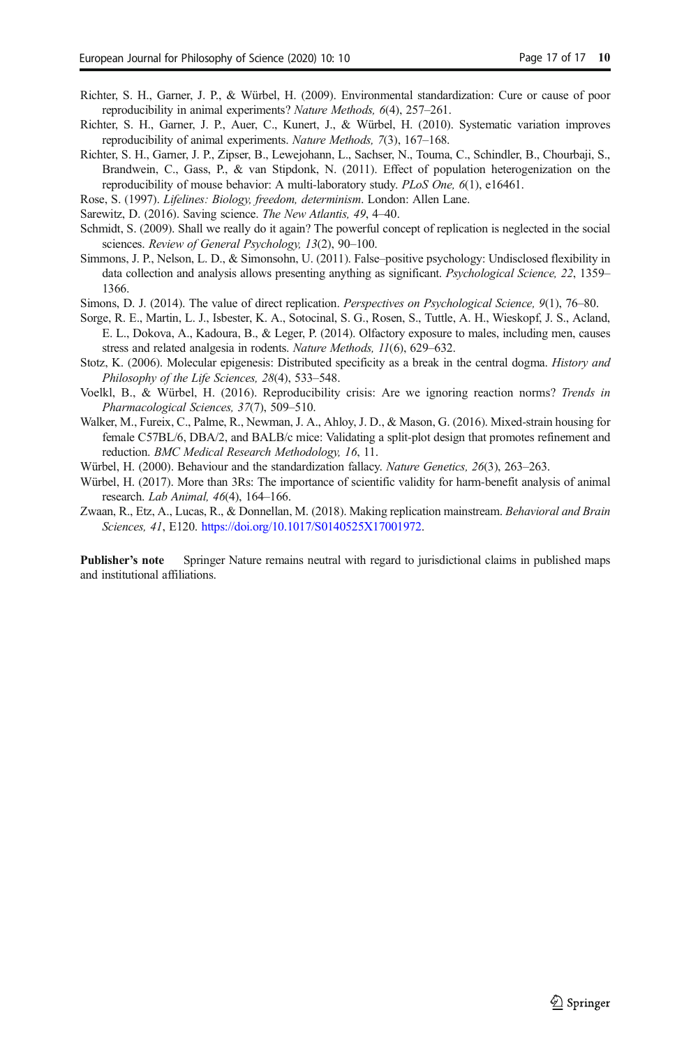Richter, S. H., Garner, J. P., & Würbel, H. (2009). Environmental standardization: Cure or cause of poor reproducibility in animal experiments? *Nature Methods, 6*(4), 257–261.

Richter, S. H., Garner, J. P., Auer, C., Kunert, J., & Würbel, H. (2010). Systematic variation improves reproducibility of animal experiments. *Nature Methods, 7*(3), 167–168.

Richter, S. H., Garner, J. P., Zipser, B., Lewejohann, L., Sachser, N., Touma, C., Schindler, B., Chourbaji, S., Brandwein, C., Gass, P., & van Stipdonk, N. (2011). Effect of population heterogenization on the reproducibility of mouse behavior: A multi-laboratory study. *PLoS One, 6*(1), e16461.

Rose, S. (1997). *Lifelines: Biology, freedom, determinism*. London: Allen Lane.

Sarewitz, D. (2016). Saving science. *The New Atlantis, 49*, 4–40.

Schmidt, S. (2009). Shall we really do it again? The powerful concept of replication is neglected in the social sciences. *Review of General Psychology, 13*(2), 90–100.

Simmons, J. P., Nelson, L. D., & Simonsohn, U. (2011). False–positive psychology: Undisclosed flexibility in data collection and analysis allows presenting anything as significant. *Psychological Science, 22*, 1359–1366.

Simons, D. J. (2014). The value of direct replication. *Perspectives on Psychological Science, 9*(1), 76–80.

Sorge, R. E., Martin, L. J., Isbester, K. A., Sotocinal, S. G., Rosen, S., Tuttle, A. H., Wieskopf, J. S., Acland, E. L., Dokova, A., Kadoura, B., & Leger, P. (2014). Olfactory exposure to males, including men, causes stress and related analgesia in rodents. *Nature Methods, 11*(6), 629–632.

Stotz, K. (2006). Molecular epigenesis: Distributed specificity as a break in the central dogma. *History and Philosophy of the Life Sciences, 28*(4), 533–548.

Voelkl, B., & Würbel, H. (2016). Reproducibility crisis: Are we ignoring reaction norms? *Trends in Pharmacological Sciences, 37*(7), 509–510.

Walker, M., Fureix, C., Palme, R., Newman, J. A., Ahloy, J. D., & Mason, G. (2016). Mixed-strain housing for female C57BL/6, DBA/2, and BALB/c mice: Validating a split-plot design that promotes refinement and reduction. *BMC Medical Research Methodology, 16*, 11.

Würbel, H. (2000). Behaviour and the standardization fallacy. *Nature Genetics, 26*(3), 263–263.

Würbel, H. (2017). More than 3Rs: The importance of scientific validity for harm-benefit analysis of animal research. *Lab Animal, 46*(4), 164–166.

Zwaan, R., Etz, A., Lucas, R., & Donnellan, M. (2018). Making replication mainstream. *Behavioral and Brain Sciences, 41*, E120. https://doi.org/10.1017/S0140525X17001972.

**Publisher's note** Springer Nature remains neutral with regard to jurisdictional claims in published maps and institutional affiliations.